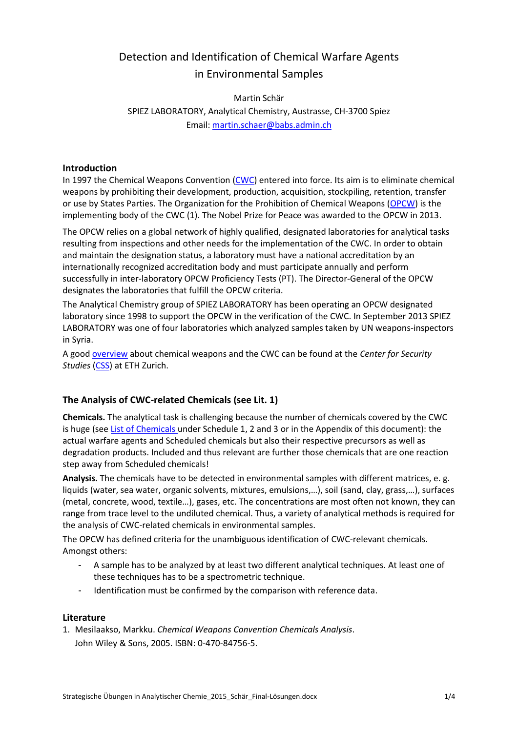# Detection and Identification of Chemical Warfare Agents in Environmental Samples

Martin Schär

SPIEZ LABORATORY, Analytical Chemistry, Austrasse, CH-3700 Spiez

Email: martin.schaer@babs.admin.ch

## Introduction

In 1997 the Chemical Weapons Convention (CWC) entered into force. Its aim is to eliminate chemical weapons by prohibiting their development, production, acquisition, stockpiling, retention, transfer or use by States Parties. The Organization for the Prohibition of Chemical Weapons (OPCW) is the implementing body of the CWC (1). The Nobel Prize for Peace was awarded to the OPCW in 2013.

The OPCW relies on a global network of highly qualified, designated laboratories for analytical tasks resulting from inspections and other needs for the implementation of the CWC. In order to obtain and maintain the designation status, a laboratory must have a national accreditation by an internationally recognized accreditation body and must participate annually and perform successfully in inter-laboratory OPCW Proficiency Tests (PT). The Director-General of the OPCW designates the laboratories that fulfill the OPCW criteria.

The Analytical Chemistry group of SPIEZ LABORATORY has been operating an OPCW designated laboratory since 1998 to support the OPCW in the verification of the CWC. In September 2013 SPIEZ LABORATORY was one of four laboratories which analyzed samples taken by UN weapons-inspectors in Syria.

A good overview about chemical weapons and the CWC can be found at the *Center for Security Studies* (CSS) at ETH Zurich.

## The Analysis of CWC-related Chemicals (see Lit. 1)

**Chemicals.** The analytical task is challenging because the number of chemicals covered by the CWC is huge (see List of Chemicals under Schedule 1, 2 and 3 or in the Appendix of this document): the actual warfare agents and Scheduled chemicals but also their respective precursors as well as degradation products. Included and thus relevant are further those chemicals that are one reaction step away from Scheduled chemicals!

**Analysis.** The chemicals have to be detected in environmental samples with different matrices, e. g. liquids (water, sea water, organic solvents, mixtures, emulsions,…), soil (sand, clay, grass,…), surfaces (metal, concrete, wood, textile…), gases, etc. The concentrations are most often not known, they can range from trace level to the undiluted chemical. Thus, a variety of analytical methods is required for the analysis of CWC-related chemicals in environmental samples.

The OPCW has defined criteria for the unambiguous identification of CWC-relevant chemicals. Amongst others:

- A sample has to be analyzed by at least two different analytical techniques. At least one of these techniques has to be a spectrometric technique.
- Identification must be confirmed by the comparison with reference data.

## Literature

1. Mesilaakso, Markku. *Chemical Weapons Convention Chemicals Analysis*. John Wiley & Sons, 2005. ISBN: 0-470-84756-5.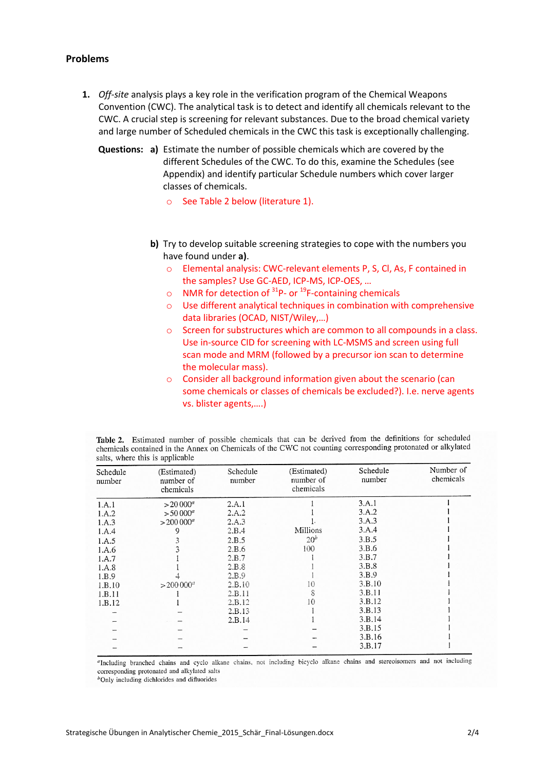## Problems

1. *Off-site* analysis plays a key role in the verification program of the Chemical Weapons Convention (CWC). The analytical task is to detect and identify all chemicals relevant to the CWC. A crucial step is screening for relevant substances. Due to the broad chemical variety and large number of Scheduled chemicals in the CWC this task is exceptionally challenging.

**Questions:** **a)** Estimate the number of possible chemicals which are covered by the different Schedules of the CWC. To do this, examine the Schedules (see Appendix) and identify particular Schedule numbers which cover larger classes of chemicals.

- See Table 2 below (literature 1).

**b)** Try to develop suitable screening strategies to cope with the numbers you have found under **a)**.

- Elemental analysis: CWC-relevant elements P, S, Cl, As, F contained in the samples? Use GC-AED, ICP-MS, ICP-OES, …
- NMR for detection of $^{31}$P- or $^{19}$F-containing chemicals
- Use different analytical techniques in combination with comprehensive data libraries (OCAD, NIST/Wiley,…)
- Screen for substructures which are common to all compounds in a class. Use in-source CID for screening with LC-MSMS and screen using full scan mode and MRM (followed by a precursor ion scan to determine the molecular mass).
- Consider all background information given about the scenario (can some chemicals or classes of chemicals be excluded?). I.e. nerve agents vs. blister agents,….)

**Table 2.** Estimated number of possible chemicals that can be derived from the definitions for scheduled chemicals contained in the Annex on Chemicals of the CWC not counting corresponding protonated or alkylated salts, where this is applicable

| Schedule number | (Estimated) number of chemicals | Schedule number | (Estimated) number of chemicals | Schedule number | Number of chemicals |
|---|---|---|---|---|---|
| 1.A.1 | >20 000[a] | 2.A.1 | 1 | 3.A.1 | 1 |
| 1.A.2 | >50 000[a] | 2.A.2 | 1 | 3.A.2 | 1 |
| 1.A.3 | >200 000[a] | 2.A.3 | 1 | 3.A.3 | 1 |
| 1.A.4 | 9 | 2.B.4 | Millions | 3.A.4 | 1 |
| 1.A.5 | 3 | 2.B.5 | 20[b] | 3.B.5 | 1 |
| 1.A.6 | 3 | 2.B.6 | 100 | 3.B.6 | 1 |
| 1.A.7 | 1 | 2.B.7 | 1 | 3.B.7 | 1 |
| 1.A.8 | 1 | 2.B.8 | 1 | 3.B.8 | 1 |
| 1.B.9 | 4 | 2.B.9 | 1 | 3.B.9 | 1 |
| 1.B.10 | >200 000[a] | 2.B.10 | 10 | 3.B.10 | 1 |
| 1.B.11 | 1 | 2.B.11 | 8 | 3.B.11 | 1 |
| 1.B.12 | 1 | 2.B.12 | 10 | 3.B.12 | 1 |
| – | – | 2.B.13 | 1 | 3.B.13 | 1 |
| – | – | 2.B.14 | 1 | 3.B.14 | 1 |
| – | – | – | – | 3.B.15 | 1 |
| – | – | – | – | 3.B.16 | 1 |
| – | – | – | – | 3.B.17 | 1 |

[a]Including branched chains and cyclo alkane chains, not including bicyclo alkane chains and stereoisomers and not including corresponding protonated and alkylated salts
[b]Only including dichlorides and difluorides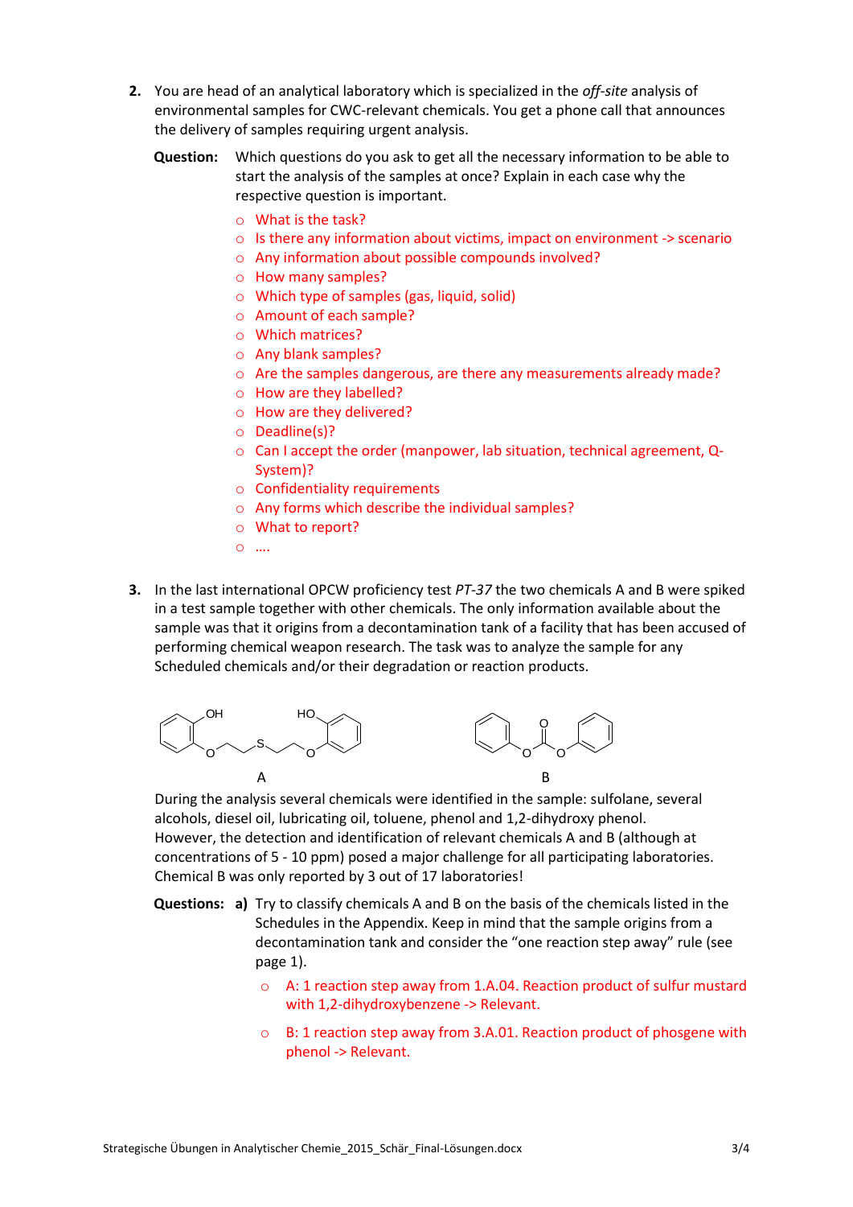2. You are head of an analytical laboratory which is specialized in the *off-site* analysis of environmental samples for CWC-relevant chemicals. You get a phone call that announces the delivery of samples requiring urgent analysis.

   **Question:** Which questions do you ask to get all the necessary information to be able to start the analysis of the samples at once? Explain in each case why the respective question is important.

   - What is the task?
   - Is there any information about victims, impact on environment -> scenario
   - Any information about possible compounds involved?
   - How many samples?
   - Which type of samples (gas, liquid, solid)
   - Amount of each sample?
   - Which matrices?
   - Any blank samples?
   - Are the samples dangerous, are there any measurements already made?
   - How are they labelled?
   - How are they delivered?
   - Deadline(s)?
   - Can I accept the order (manpower, lab situation, technical agreement, Q-System)?
   - Confidentiality requirements
   - Any forms which describe the individual samples?
   - What to report?
   - ….

3. In the last international OPCW proficiency test *PT-37* the two chemicals A and B were spiked in a test sample together with other chemicals. The only information available about the sample was that it origins from a decontamination tank of a facility that has been accused of performing chemical weapon research. The task was to analyze the sample for any Scheduled chemicals and/or their degradation or reaction products.

   A

   B

   During the analysis several chemicals were identified in the sample: sulfolane, several alcohols, diesel oil, lubricating oil, toluene, phenol and 1,2-dihydroxy phenol. However, the detection and identification of relevant chemicals A and B (although at concentrations of 5 - 10 ppm) posed a major challenge for all participating laboratories. Chemical B was only reported by 3 out of 17 laboratories!

   **Questions:** **a)** Try to classify chemicals A and B on the basis of the chemicals listed in the Schedules in the Appendix. Keep in mind that the sample origins from a decontamination tank and consider the "one reaction step away" rule (see page 1).

   - A: 1 reaction step away from 1.A.04. Reaction product of sulfur mustard with 1,2-dihydroxybenzene -> Relevant.
   - B: 1 reaction step away from 3.A.01. Reaction product of phosgene with phenol -> Relevant.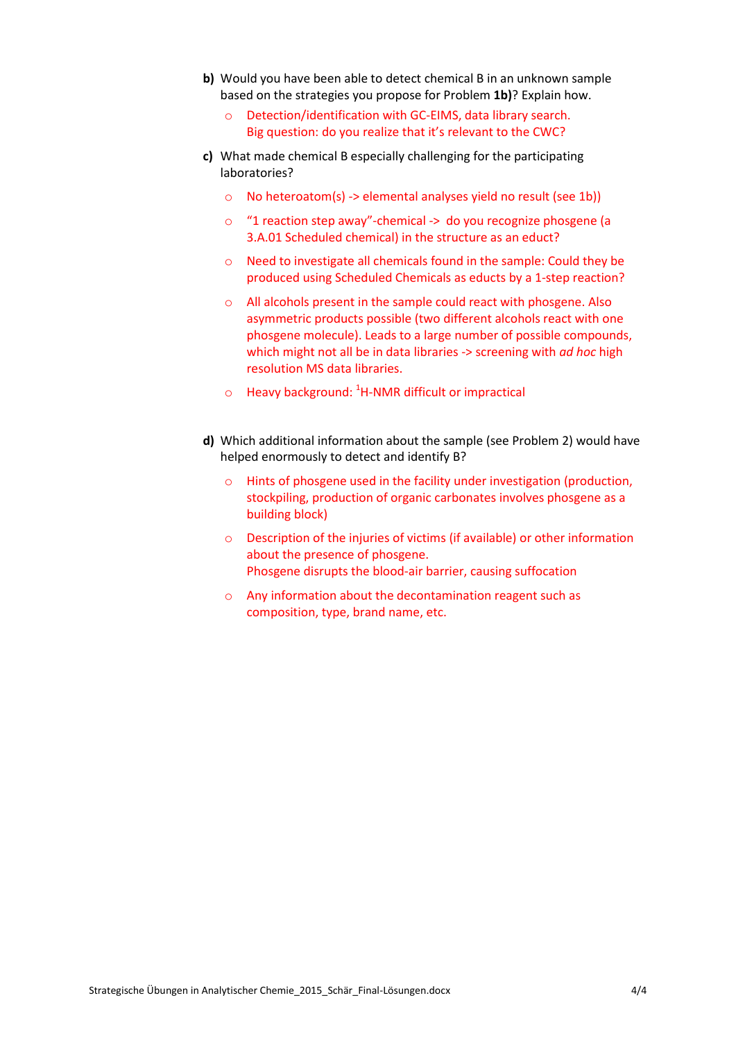**b)** Would you have been able to detect chemical B in an unknown sample based on the strategies you propose for Problem **1b)**? Explain how.

- Detection/identification with GC-EIMS, data library search.
  Big question: do you realize that it's relevant to the CWC?

**c)** What made chemical B especially challenging for the participating laboratories?

- No heteroatom(s) -> elemental analyses yield no result (see 1b))
- "1 reaction step away"-chemical -> do you recognize phosgene (a 3.A.01 Scheduled chemical) in the structure as an educt?
- Need to investigate all chemicals found in the sample: Could they be produced using Scheduled Chemicals as educts by a 1-step reaction?
- All alcohols present in the sample could react with phosgene. Also asymmetric products possible (two different alcohols react with one phosgene molecule). Leads to a large number of possible compounds, which might not all be in data libraries -> screening with *ad hoc* high resolution MS data libraries.
- Heavy background: $^{1}$H-NMR difficult or impractical

**d)** Which additional information about the sample (see Problem 2) would have helped enormously to detect and identify B?

- Hints of phosgene used in the facility under investigation (production, stockpiling, production of organic carbonates involves phosgene as a building block)
- Description of the injuries of victims (if available) or other information about the presence of phosgene.
  Phosgene disrupts the blood-air barrier, causing suffocation
- Any information about the decontamination reagent such as composition, type, brand name, etc.